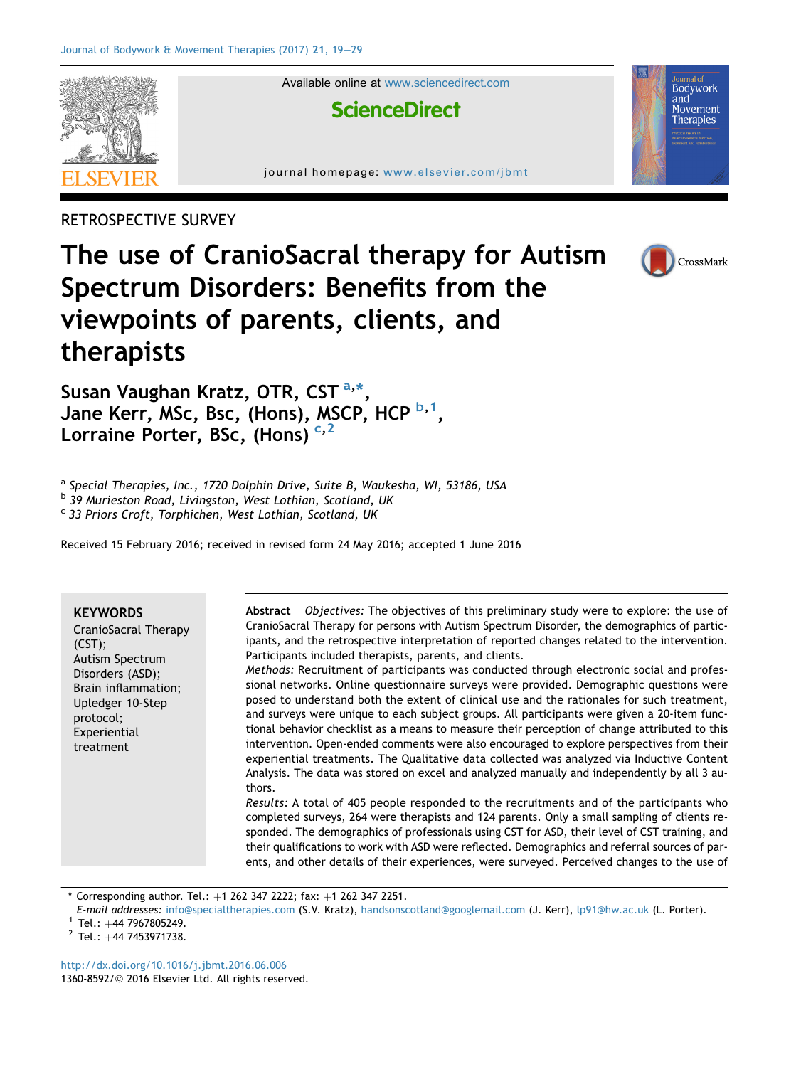RETROSPECTIVE SURVEY

# The use of CranioSacral therapy for Autism Spectrum Disorders: Benefits from the viewpoints of parents, clients, and therapists

**Susan Vaughan Kratz, OTR, CST [a,*], Jane Kerr, MSc, Bsc, (Hons), MSCP, HCP [b,1], Lorraine Porter, BSc, (Hons) [c,2]**

[a] Special Therapies, Inc., 1720 Dolphin Drive, Suite B, Waukesha, WI, 53186, USA
[b] 39 Murieston Road, Livingston, West Lothian, Scotland, UK
[c] 33 Priors Croft, Torphichen, West Lothian, Scotland, UK

Received 15 February 2016; received in revised form 24 May 2016; accepted 1 June 2016

**KEYWORDS**
CranioSacral Therapy (CST);
Autism Spectrum Disorders (ASD);
Brain inflammation;
Upledger 10-Step protocol;
Experiential treatment

**Abstract** *Objectives:* The objectives of this preliminary study were to explore: the use of CranioSacral Therapy for persons with Autism Spectrum Disorder, the demographics of participants, and the retrospective interpretation of reported changes related to the intervention. Participants included therapists, parents, and clients.
*Methods:* Recruitment of participants was conducted through electronic social and professional networks. Online questionnaire surveys were provided. Demographic questions were posed to understand both the extent of clinical use and the rationales for such treatment, and surveys were unique to each subject groups. All participants were given a 20-item functional behavior checklist as a means to measure their perception of change attributed to this intervention. Open-ended comments were also encouraged to explore perspectives from their experiential treatments. The Qualitative data collected was analyzed via Inductive Content Analysis. The data was stored on excel and analyzed manually and independently by all 3 authors.
*Results:* A total of 405 people responded to the recruitments and of the participants who completed surveys, 264 were therapists and 124 parents. Only a small sampling of clients responded. The demographics of professionals using CST for ASD, their level of CST training, and their qualifications to work with ASD were reflected. Demographics and referral sources of parents, and other details of their experiences, were surveyed. Perceived changes to the use of

\* Corresponding author. Tel.: +1 262 347 2222; fax: +1 262 347 2251.
*E-mail addresses:* info@specialtherapies.com (S.V. Kratz), handsonscotland@googlemail.com (J. Kerr), lp91@hw.ac.uk (L. Porter).
[1] Tel.: +44 7967805249.
[2] Tel.: +44 7453971738.

http://dx.doi.org/10.1016/j.jbmt.2016.06.006
1360-8592/© 2016 Elsevier Ltd. All rights reserved.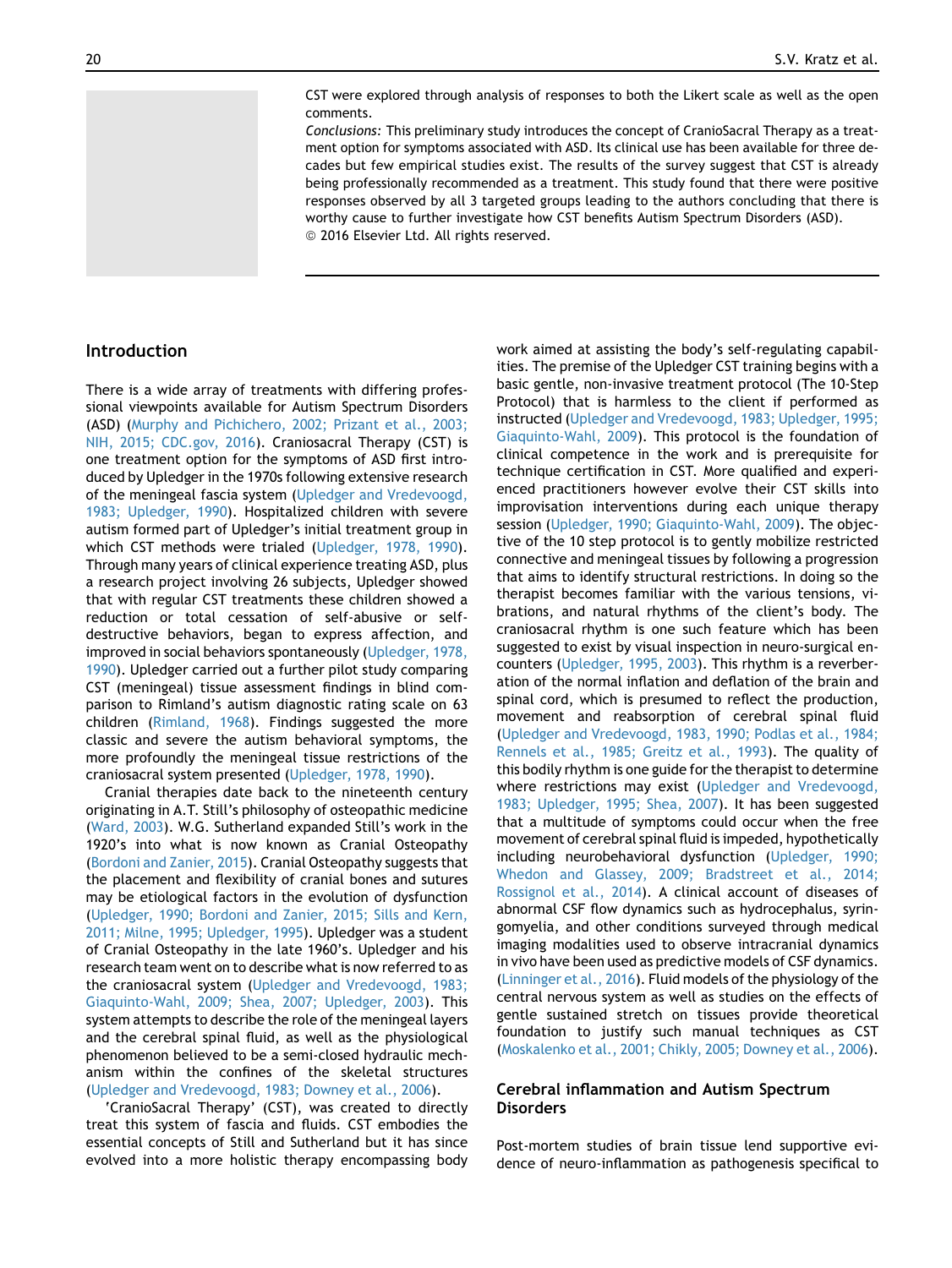CST were explored through analysis of responses to both the Likert scale as well as the open comments.

*Conclusions:* This preliminary study introduces the concept of CranioSacral Therapy as a treatment option for symptoms associated with ASD. Its clinical use has been available for three decades but few empirical studies exist. The results of the survey suggest that CST is already being professionally recommended as a treatment. This study found that there were positive responses observed by all 3 targeted groups leading to the authors concluding that there is worthy cause to further investigate how CST benefits Autism Spectrum Disorders (ASD).

© 2016 Elsevier Ltd. All rights reserved.

## Introduction

There is a wide array of treatments with differing professional viewpoints available for Autism Spectrum Disorders (ASD) (Murphy and Pichichero, 2002; Prizant et al., 2003; NIH, 2015; CDC.gov, 2016). Craniosacral Therapy (CST) is one treatment option for the symptoms of ASD first introduced by Upledger in the 1970s following extensive research of the meningeal fascia system (Upledger and Vredevoogd, 1983; Upledger, 1990). Hospitalized children with severe autism formed part of Upledger's initial treatment group in which CST methods were trialed (Upledger, 1978, 1990). Through many years of clinical experience treating ASD, plus a research project involving 26 subjects, Upledger showed that with regular CST treatments these children showed a reduction or total cessation of self-abusive or self-destructive behaviors, began to express affection, and improved in social behaviors spontaneously (Upledger, 1978, 1990). Upledger carried out a further pilot study comparing CST (meningeal) tissue assessment findings in blind comparison to Rimland's autism diagnostic rating scale on 63 children (Rimland, 1968). Findings suggested the more classic and severe the autism behavioral symptoms, the more profoundly the meningeal tissue restrictions of the craniosacral system presented (Upledger, 1978, 1990).

Cranial therapies date back to the nineteenth century originating in A.T. Still's philosophy of osteopathic medicine (Ward, 2003). W.G. Sutherland expanded Still's work in the 1920's into what is now known as Cranial Osteopathy (Bordoni and Zanier, 2015). Cranial Osteopathy suggests that the placement and flexibility of cranial bones and sutures may be etiological factors in the evolution of dysfunction (Upledger, 1990; Bordoni and Zanier, 2015; Sills and Kern, 2011; Milne, 1995; Upledger, 1995). Upledger was a student of Cranial Osteopathy in the late 1960's. Upledger and his research team went on to describe what is now referred to as the craniosacral system (Upledger and Vredevoogd, 1983; Giaquinto-Wahl, 2009; Shea, 2007; Upledger, 2003). This system attempts to describe the role of the meningeal layers and the cerebral spinal fluid, as well as the physiological phenomenon believed to be a semi-closed hydraulic mechanism within the confines of the skeletal structures (Upledger and Vredevoogd, 1983; Downey et al., 2006).

'CranioSacral Therapy' (CST), was created to directly treat this system of fascia and fluids. CST embodies the essential concepts of Still and Sutherland but it has since evolved into a more holistic therapy encompassing body work aimed at assisting the body's self-regulating capabilities. The premise of the Upledger CST training begins with a basic gentle, non-invasive treatment protocol (The 10-Step Protocol) that is harmless to the client if performed as instructed (Upledger and Vredevoogd, 1983; Upledger, 1995; Giaquinto-Wahl, 2009). This protocol is the foundation of clinical competence in the work and is prerequisite for technique certification in CST. More qualified and experienced practitioners however evolve their CST skills into improvisation interventions during each unique therapy session (Upledger, 1990; Giaquinto-Wahl, 2009). The objective of the 10 step protocol is to gently mobilize restricted connective and meningeal tissues by following a progression that aims to identify structural restrictions. In doing so the therapist becomes familiar with the various tensions, vibrations, and natural rhythms of the client's body. The craniosacral rhythm is one such feature which has been suggested to exist by visual inspection in neuro-surgical encounters (Upledger, 1995, 2003). This rhythm is a reverberation of the normal inflation and deflation of the brain and spinal cord, which is presumed to reflect the production, movement and reabsorption of cerebral spinal fluid (Upledger and Vredevoogd, 1983, 1990; Podlas et al., 1984; Rennels et al., 1985; Greitz et al., 1993). The quality of this bodily rhythm is one guide for the therapist to determine where restrictions may exist (Upledger and Vredevoogd, 1983; Upledger, 1995; Shea, 2007). It has been suggested that a multitude of symptoms could occur when the free movement of cerebral spinal fluid is impeded, hypothetically including neurobehavioral dysfunction (Upledger, 1990; Whedon and Glassey, 2009; Bradstreet et al., 2014; Rossignol et al., 2014). A clinical account of diseases of abnormal CSF flow dynamics such as hydrocephalus, syringomyelia, and other conditions surveyed through medical imaging modalities used to observe intracranial dynamics in vivo have been used as predictive models of CSF dynamics. (Linninger et al., 2016). Fluid models of the physiology of the central nervous system as well as studies on the effects of gentle sustained stretch on tissues provide theoretical foundation to justify such manual techniques as CST (Moskalenko et al., 2001; Chikly, 2005; Downey et al., 2006).

## Cerebral inflammation and Autism Spectrum Disorders

Post-mortem studies of brain tissue lend supportive evidence of neuro-inflammation as pathogenesis specifical to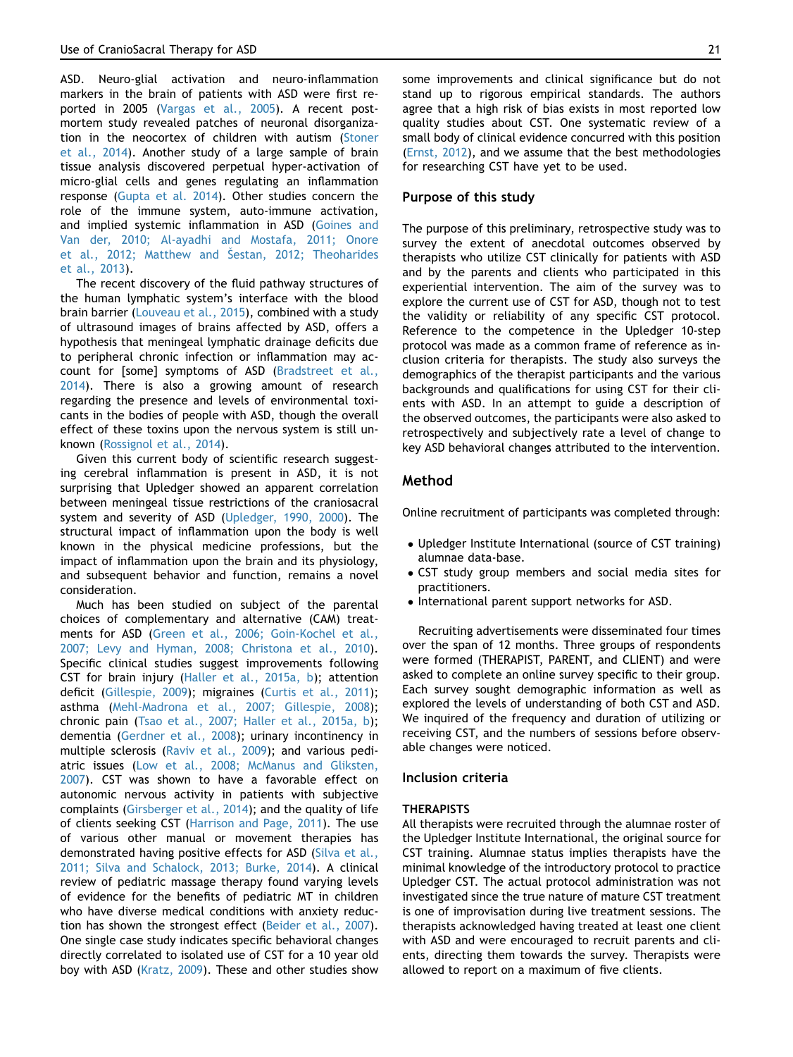ASD. Neuro-glial activation and neuro-inflammation markers in the brain of patients with ASD were first reported in 2005 (Vargas et al., 2005). A recent post-mortem study revealed patches of neuronal disorganization in the neocortex of children with autism (Stoner et al., 2014). Another study of a large sample of brain tissue analysis discovered perpetual hyper-activation of micro-glial cells and genes regulating an inflammation response (Gupta et al. 2014). Other studies concern the role of the immune system, auto-immune activation, and implied systemic inflammation in ASD (Goines and Van der, 2010; Al-ayadhi and Mostafa, 2011; Onore et al., 2012; Matthew and Šestan, 2012; Theoharides et al., 2013).

The recent discovery of the fluid pathway structures of the human lymphatic system's interface with the blood brain barrier (Louveau et al., 2015), combined with a study of ultrasound images of brains affected by ASD, offers a hypothesis that meningeal lymphatic drainage deficits due to peripheral chronic infection or inflammation may account for [some] symptoms of ASD (Bradstreet et al., 2014). There is also a growing amount of research regarding the presence and levels of environmental toxicants in the bodies of people with ASD, though the overall effect of these toxins upon the nervous system is still unknown (Rossignol et al., 2014).

Given this current body of scientific research suggesting cerebral inflammation is present in ASD, it is not surprising that Upledger showed an apparent correlation between meningeal tissue restrictions of the craniosacral system and severity of ASD (Upledger, 1990, 2000). The structural impact of inflammation upon the body is well known in the physical medicine professions, but the impact of inflammation upon the brain and its physiology, and subsequent behavior and function, remains a novel consideration.

Much has been studied on subject of the parental choices of complementary and alternative (CAM) treatments for ASD (Green et al., 2006; Goin-Kochel et al., 2007; Levy and Hyman, 2008; Christona et al., 2010). Specific clinical studies suggest improvements following CST for brain injury (Haller et al., 2015a, b); attention deficit (Gillespie, 2009); migraines (Curtis et al., 2011); asthma (Mehl-Madrona et al., 2007; Gillespie, 2008); chronic pain (Tsao et al., 2007; Haller et al., 2015a, b); dementia (Gerdner et al., 2008); urinary incontinency in multiple sclerosis (Raviv et al., 2009); and various pediatric issues (Low et al., 2008; McManus and Gliksten, 2007). CST was shown to have a favorable effect on autonomic nervous activity in patients with subjective complaints (Girsberger et al., 2014); and the quality of life of clients seeking CST (Harrison and Page, 2011). The use of various other manual or movement therapies has demonstrated having positive effects for ASD (Silva et al., 2011; Silva and Schalock, 2013; Burke, 2014). A clinical review of pediatric massage therapy found varying levels of evidence for the benefits of pediatric MT in children who have diverse medical conditions with anxiety reduction has shown the strongest effect (Beider et al., 2007). One single case study indicates specific behavioral changes directly correlated to isolated use of CST for a 10 year old boy with ASD (Kratz, 2009). These and other studies show some improvements and clinical significance but do not stand up to rigorous empirical standards. The authors agree that a high risk of bias exists in most reported low quality studies about CST. One systematic review of a small body of clinical evidence concurred with this position (Ernst, 2012), and we assume that the best methodologies for researching CST have yet to be used.

## Purpose of this study

The purpose of this preliminary, retrospective study was to survey the extent of anecdotal outcomes observed by therapists who utilize CST clinically for patients with ASD and by the parents and clients who participated in this experiential intervention. The aim of the survey was to explore the current use of CST for ASD, though not to test the validity or reliability of any specific CST protocol. Reference to the competence in the Upledger 10-step protocol was made as a common frame of reference as inclusion criteria for therapists. The study also surveys the demographics of the therapist participants and the various backgrounds and qualifications for using CST for their clients with ASD. In an attempt to guide a description of the observed outcomes, the participants were also asked to retrospectively and subjectively rate a level of change to key ASD behavioral changes attributed to the intervention.

# Method

Online recruitment of participants was completed through:

- Upledger Institute International (source of CST training) alumnae data-base.
- CST study group members and social media sites for practitioners.
- International parent support networks for ASD.

Recruiting advertisements were disseminated four times over the span of 12 months. Three groups of respondents were formed (THERAPIST, PARENT, and CLIENT) and were asked to complete an online survey specific to their group. Each survey sought demographic information as well as explored the levels of understanding of both CST and ASD. We inquired of the frequency and duration of utilizing or receiving CST, and the numbers of sessions before observable changes were noticed.

## Inclusion criteria

### THERAPISTS

All therapists were recruited through the alumnae roster of the Upledger Institute International, the original source for CST training. Alumnae status implies therapists have the minimal knowledge of the introductory protocol to practice Upledger CST. The actual protocol administration was not investigated since the true nature of mature CST treatment is one of improvisation during live treatment sessions. The therapists acknowledged having treated at least one client with ASD and were encouraged to recruit parents and clients, directing them towards the survey. Therapists were allowed to report on a maximum of five clients.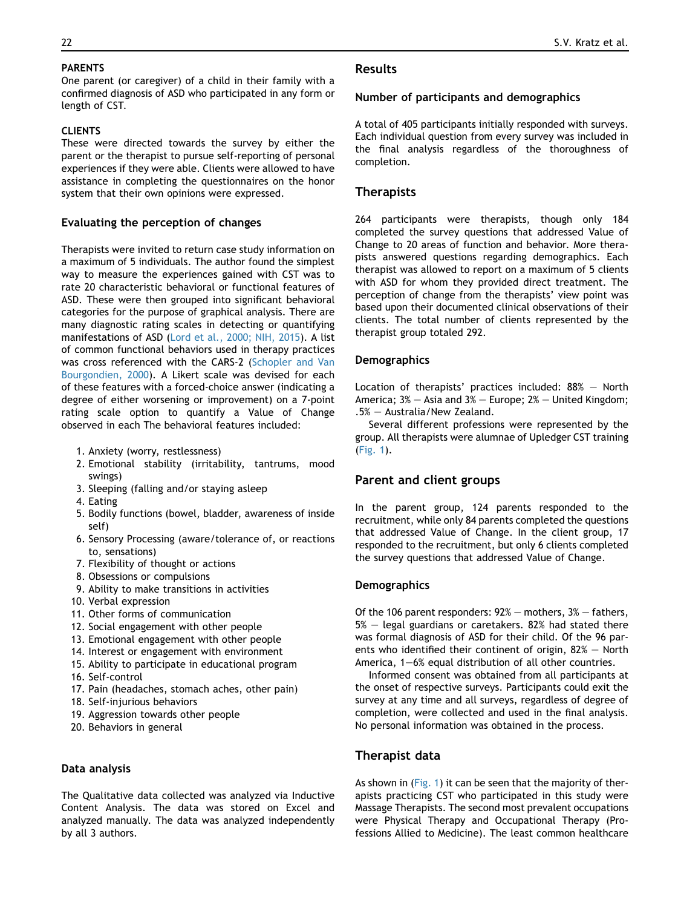**PARENTS**
One parent (or caregiver) of a child in their family with a confirmed diagnosis of ASD who participated in any form or length of CST.

**CLIENTS**
These were directed towards the survey by either the parent or the therapist to pursue self-reporting of personal experiences if they were able. Clients were allowed to have assistance in completing the questionnaires on the honor system that their own opinions were expressed.

### Evaluating the perception of changes

Therapists were invited to return case study information on a maximum of 5 individuals. The author found the simplest way to measure the experiences gained with CST was to rate 20 characteristic behavioral or functional features of ASD. These were then grouped into significant behavioral categories for the purpose of graphical analysis. There are many diagnostic rating scales in detecting or quantifying manifestations of ASD (Lord et al., 2000; NIH, 2015). A list of common functional behaviors used in therapy practices was cross referenced with the CARS-2 (Schopler and Van Bourgondien, 2000). A Likert scale was devised for each of these features with a forced-choice answer (indicating a degree of either worsening or improvement) on a 7-point rating scale option to quantify a Value of Change observed in each The behavioral features included:

1. Anxiety (worry, restlessness)
2. Emotional stability (irritability, tantrums, mood swings)
3. Sleeping (falling and/or staying asleep
4. Eating
5. Bodily functions (bowel, bladder, awareness of inside self)
6. Sensory Processing (aware/tolerance of, or reactions to, sensations)
7. Flexibility of thought or actions
8. Obsessions or compulsions
9. Ability to make transitions in activities
10. Verbal expression
11. Other forms of communication
12. Social engagement with other people
13. Emotional engagement with other people
14. Interest or engagement with environment
15. Ability to participate in educational program
16. Self-control
17. Pain (headaches, stomach aches, other pain)
18. Self-injurious behaviors
19. Aggression towards other people
20. Behaviors in general

### Data analysis

The Qualitative data collected was analyzed via Inductive Content Analysis. The data was stored on Excel and analyzed manually. The data was analyzed independently by all 3 authors.

## Results

### Number of participants and demographics

A total of 405 participants initially responded with surveys. Each individual question from every survey was included in the final analysis regardless of the thoroughness of completion.

## Therapists

264 participants were therapists, though only 184 completed the survey questions that addressed Value of Change to 20 areas of function and behavior. More therapists answered questions regarding demographics. Each therapist was allowed to report on a maximum of 5 clients with ASD for whom they provided direct treatment. The perception of change from the therapists' view point was based upon their documented clinical observations of their clients. The total number of clients represented by the therapist group totaled 292.

### Demographics

Location of therapists' practices included: 88% — North America; 3% — Asia and 3% — Europe; 2% — United Kingdom; .5% — Australia/New Zealand.

Several different professions were represented by the group. All therapists were alumnae of Upledger CST training (Fig. 1).

## Parent and client groups

In the parent group, 124 parents responded to the recruitment, while only 84 parents completed the questions that addressed Value of Change. In the client group, 17 responded to the recruitment, but only 6 clients completed the survey questions that addressed Value of Change.

### Demographics

Of the 106 parent responders: 92% — mothers, 3% — fathers, 5% — legal guardians or caretakers. 82% had stated there was formal diagnosis of ASD for their child. Of the 96 parents who identified their continent of origin, 82% — North America, 1—6% equal distribution of all other countries.

Informed consent was obtained from all participants at the onset of respective surveys. Participants could exit the survey at any time and all surveys, regardless of degree of completion, were collected and used in the final analysis. No personal information was obtained in the process.

## Therapist data

As shown in (Fig. 1) it can be seen that the majority of therapists practicing CST who participated in this study were Massage Therapists. The second most prevalent occupations were Physical Therapy and Occupational Therapy (Professions Allied to Medicine). The least common healthcare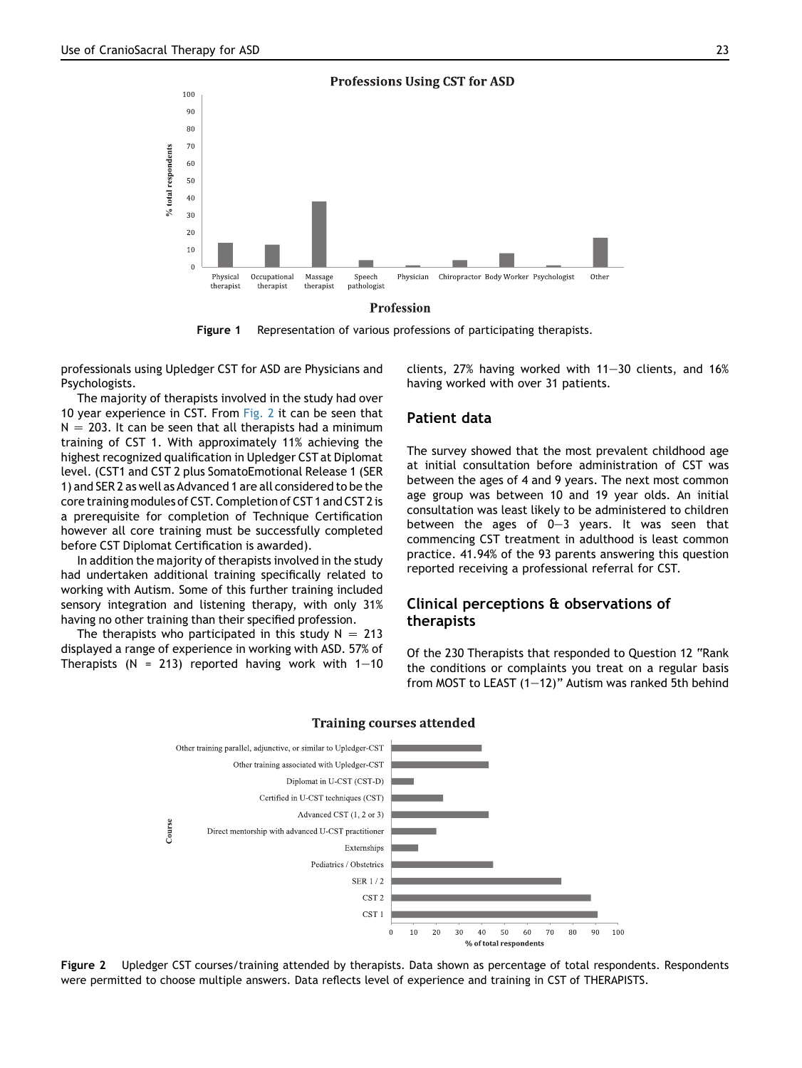Figure 1 Representation of various professions of participating therapists.

professionals using Upledger CST for ASD are Physicians and Psychologists.

The majority of therapists involved in the study had over 10 year experience in CST. From Fig. 2 it can be seen that N = 203. It can be seen that all therapists had a minimum training of CST 1. With approximately 11% achieving the highest recognized qualification in Upledger CST at Diplomat level. (CST1 and CST 2 plus SomatoEmotional Release 1 (SER 1) and SER 2 as well as Advanced 1 are all considered to be the core training modules of CST. Completion of CST 1 and CST 2 is a prerequisite for completion of Technique Certification however all core training must be successfully completed before CST Diplomat Certification is awarded).

In addition the majority of therapists involved in the study had undertaken additional training specifically related to working with Autism. Some of this further training included sensory integration and listening therapy, with only 31% having no other training than their specified profession.

The therapists who participated in this study N = 213 displayed a range of experience in working with ASD. 57% of Therapists (N = 213) reported having work with 1–10 clients, 27% having worked with 11–30 clients, and 16% having worked with over 31 patients.

## Patient data

The survey showed that the most prevalent childhood age at initial consultation before administration of CST was between the ages of 4 and 9 years. The next most common age group was between 10 and 19 year olds. An initial consultation was least likely to be administered to children between the ages of 0–3 years. It was seen that commencing CST treatment in adulthood is least common practice. 41.94% of the 93 parents answering this question reported receiving a professional referral for CST.

## Clinical perceptions & observations of therapists

Of the 230 Therapists that responded to Question 12 "Rank the conditions or complaints you treat on a regular basis from MOST to LEAST (1–12)" Autism was ranked 5th behind

Figure 2 Upledger CST courses/training attended by therapists. Data shown as percentage of total respondents. Respondents were permitted to choose multiple answers. Data reflects level of experience and training in CST of THERAPISTS.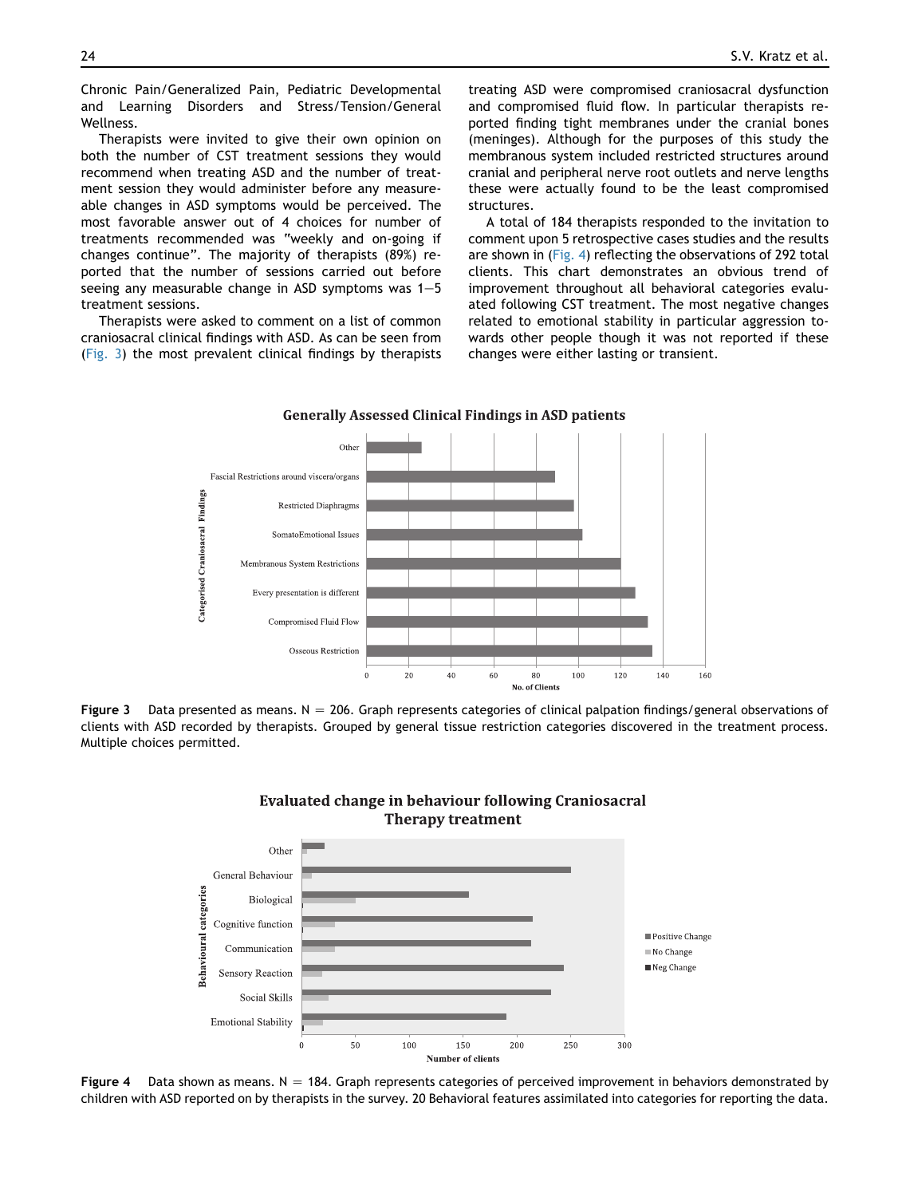Chronic Pain/Generalized Pain, Pediatric Developmental and Learning Disorders and Stress/Tension/General Wellness.

Therapists were invited to give their own opinion on both the number of CST treatment sessions they would recommend when treating ASD and the number of treatment session they would administer before any measureable changes in ASD symptoms would be perceived. The most favorable answer out of 4 choices for number of treatments recommended was "weekly and on-going if changes continue". The majority of therapists (89%) reported that the number of sessions carried out before seeing any measurable change in ASD symptoms was 1–5 treatment sessions.

Therapists were asked to comment on a list of common craniosacral clinical findings with ASD. As can be seen from (Fig. 3) the most prevalent clinical findings by therapists treating ASD were compromised craniosacral dysfunction and compromised fluid flow. In particular therapists reported finding tight membranes under the cranial bones (meninges). Although for the purposes of this study the membranous system included restricted structures around cranial and peripheral nerve root outlets and nerve lengths these were actually found to be the least compromised structures.

A total of 184 therapists responded to the invitation to comment upon 5 retrospective cases studies and the results are shown in (Fig. 4) reflecting the observations of 292 total clients. This chart demonstrates an obvious trend of improvement throughout all behavioral categories evaluated following CST treatment. The most negative changes related to emotional stability in particular aggression towards other people though it was not reported if these changes were either lasting or transient.

**Figure 3** Data presented as means. N = 206. Graph represents categories of clinical palpation findings/general observations of clients with ASD recorded by therapists. Grouped by general tissue restriction categories discovered in the treatment process. Multiple choices permitted.

**Figure 4** Data shown as means. N = 184. Graph represents categories of perceived improvement in behaviors demonstrated by children with ASD reported on by therapists in the survey. 20 Behavioral features assimilated into categories for reporting the data.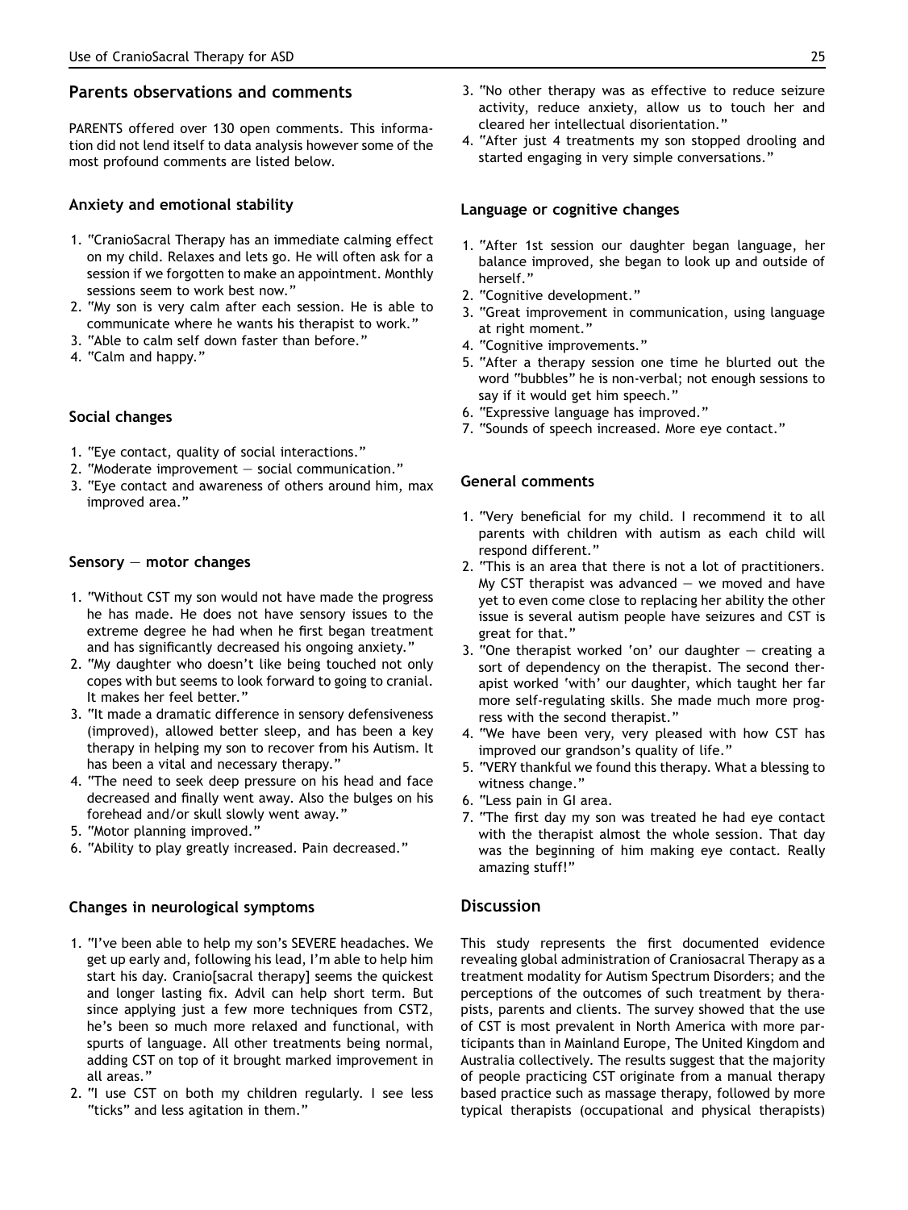## Parents observations and comments

PARENTS offered over 130 open comments. This information did not lend itself to data analysis however some of the most profound comments are listed below.

### Anxiety and emotional stability

1. "CranioSacral Therapy has an immediate calming effect on my child. Relaxes and lets go. He will often ask for a session if we forgotten to make an appointment. Monthly sessions seem to work best now."
2. "My son is very calm after each session. He is able to communicate where he wants his therapist to work."
3. "Able to calm self down faster than before."
4. "Calm and happy."

### Social changes

1. "Eye contact, quality of social interactions."
2. "Moderate improvement — social communication."
3. "Eye contact and awareness of others around him, max improved area."

### Sensory — motor changes

1. "Without CST my son would not have made the progress he has made. He does not have sensory issues to the extreme degree he had when he first began treatment and has significantly decreased his ongoing anxiety."
2. "My daughter who doesn't like being touched not only copes with but seems to look forward to going to cranial. It makes her feel better."
3. "It made a dramatic difference in sensory defensiveness (improved), allowed better sleep, and has been a key therapy in helping my son to recover from his Autism. It has been a vital and necessary therapy."
4. "The need to seek deep pressure on his head and face decreased and finally went away. Also the bulges on his forehead and/or skull slowly went away."
5. "Motor planning improved."
6. "Ability to play greatly increased. Pain decreased."

### Changes in neurological symptoms

1. "I've been able to help my son's SEVERE headaches. We get up early and, following his lead, I'm able to help him start his day. Cranio[sacral therapy] seems the quickest and longer lasting fix. Advil can help short term. But since applying just a few more techniques from CST2, he's been so much more relaxed and functional, with spurts of language. All other treatments being normal, adding CST on top of it brought marked improvement in all areas."
2. "I use CST on both my children regularly. I see less "ticks" and less agitation in them."
3. "No other therapy was as effective to reduce seizure activity, reduce anxiety, allow us to touch her and cleared her intellectual disorientation."
4. "After just 4 treatments my son stopped drooling and started engaging in very simple conversations."

### Language or cognitive changes

1. "After 1st session our daughter began language, her balance improved, she began to look up and outside of herself."
2. "Cognitive development."
3. "Great improvement in communication, using language at right moment."
4. "Cognitive improvements."
5. "After a therapy session one time he blurted out the word "bubbles" he is non-verbal; not enough sessions to say if it would get him speech."
6. "Expressive language has improved."
7. "Sounds of speech increased. More eye contact."

### General comments

1. "Very beneficial for my child. I recommend it to all parents with children with autism as each child will respond different."
2. "This is an area that there is not a lot of practitioners. My CST therapist was advanced — we moved and have yet to even come close to replacing her ability the other issue is several autism people have seizures and CST is great for that."
3. "One therapist worked 'on' our daughter — creating a sort of dependency on the therapist. The second therapist worked 'with' our daughter, which taught her far more self-regulating skills. She made much more progress with the second therapist."
4. "We have been very, very pleased with how CST has improved our grandson's quality of life."
5. "VERY thankful we found this therapy. What a blessing to witness change."
6. "Less pain in GI area.
7. "The first day my son was treated he had eye contact with the therapist almost the whole session. That day was the beginning of him making eye contact. Really amazing stuff!"

## Discussion

This study represents the first documented evidence revealing global administration of Craniosacral Therapy as a treatment modality for Autism Spectrum Disorders; and the perceptions of the outcomes of such treatment by therapists, parents and clients. The survey showed that the use of CST is most prevalent in North America with more participants than in Mainland Europe, The United Kingdom and Australia collectively. The results suggest that the majority of people practicing CST originate from a manual therapy based practice such as massage therapy, followed by more typical therapists (occupational and physical therapists)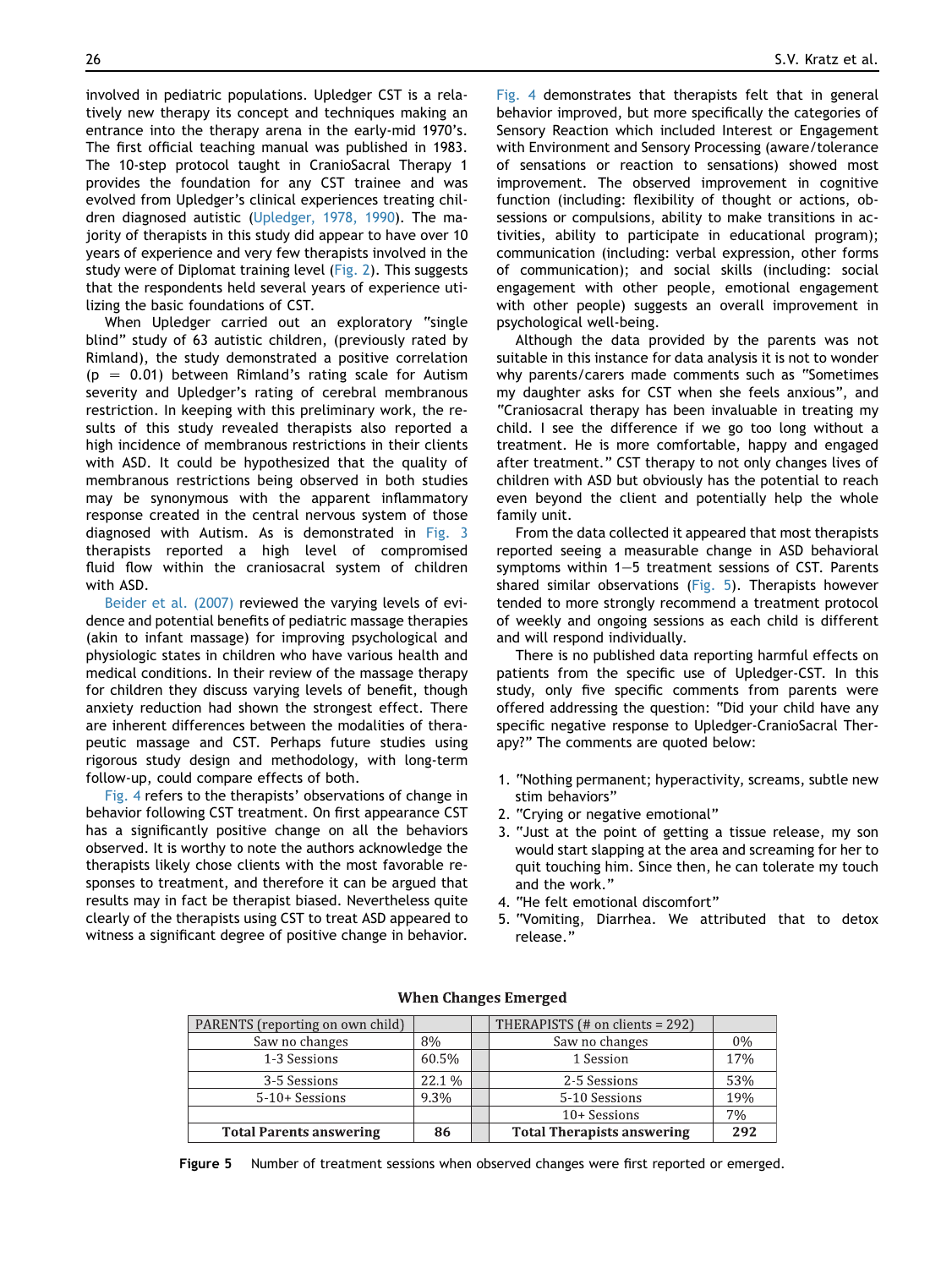involved in pediatric populations. Upledger CST is a relatively new therapy its concept and techniques making an entrance into the therapy arena in the early-mid 1970's. The first official teaching manual was published in 1983. The 10-step protocol taught in CranioSacral Therapy 1 provides the foundation for any CST trainee and was evolved from Upledger's clinical experiences treating children diagnosed autistic (Upledger, 1978, 1990). The majority of therapists in this study did appear to have over 10 years of experience and very few therapists involved in the study were of Diplomat training level (Fig. 2). This suggests that the respondents held several years of experience utilizing the basic foundations of CST.

When Upledger carried out an exploratory "single blind" study of 63 autistic children, (previously rated by Rimland), the study demonstrated a positive correlation ($p = 0.01$) between Rimland's rating scale for Autism severity and Upledger's rating of cerebral membranous restriction. In keeping with this preliminary work, the results of this study revealed therapists also reported a high incidence of membranous restrictions in their clients with ASD. It could be hypothesized that the quality of membranous restrictions being observed in both studies may be synonymous with the apparent inflammatory response created in the central nervous system of those diagnosed with Autism. As is demonstrated in Fig. 3 therapists reported a high level of compromised fluid flow within the craniosacral system of children with ASD.

Beider et al. (2007) reviewed the varying levels of evidence and potential benefits of pediatric massage therapies (akin to infant massage) for improving psychological and physiologic states in children who have various health and medical conditions. In their review of the massage therapy for children they discuss varying levels of benefit, though anxiety reduction had shown the strongest effect. There are inherent differences between the modalities of therapeutic massage and CST. Perhaps future studies using rigorous study design and methodology, with long-term follow-up, could compare effects of both.

Fig. 4 refers to the therapists' observations of change in behavior following CST treatment. On first appearance CST has a significantly positive change on all the behaviors observed. It is worthy to note the authors acknowledge the therapists likely chose clients with the most favorable responses to treatment, and therefore it can be argued that results may in fact be therapist biased. Nevertheless quite clearly of the therapists using CST to treat ASD appeared to witness a significant degree of positive change in behavior.

Fig. 4 demonstrates that therapists felt that in general behavior improved, but more specifically the categories of Sensory Reaction which included Interest or Engagement with Environment and Sensory Processing (aware/tolerance of sensations or reaction to sensations) showed most improvement. The observed improvement in cognitive function (including: flexibility of thought or actions, obsessions or compulsions, ability to make transitions in activities, ability to participate in educational program); communication (including: verbal expression, other forms of communication); and social skills (including: social engagement with other people, emotional engagement with other people) suggests an overall improvement in psychological well-being.

Although the data provided by the parents was not suitable in this instance for data analysis it is not to wonder why parents/carers made comments such as "Sometimes my daughter asks for CST when she feels anxious", and "Craniosacral therapy has been invaluable in treating my child. I see the difference if we go too long without a treatment. He is more comfortable, happy and engaged after treatment." CST therapy to not only changes lives of children with ASD but obviously has the potential to reach even beyond the client and potentially help the whole family unit.

From the data collected it appeared that most therapists reported seeing a measurable change in ASD behavioral symptoms within 1–5 treatment sessions of CST. Parents shared similar observations (Fig. 5). Therapists however tended to more strongly recommend a treatment protocol of weekly and ongoing sessions as each child is different and will respond individually.

There is no published data reporting harmful effects on patients from the specific use of Upledger-CST. In this study, only five specific comments from parents were offered addressing the question: "Did your child have any specific negative response to Upledger-CranioSacral Therapy?" The comments are quoted below:

1. "Nothing permanent; hyperactivity, screams, subtle new stim behaviors"
2. "Crying or negative emotional"
3. "Just at the point of getting a tissue release, my son would start slapping at the area and screaming for her to quit touching him. Since then, he can tolerate my touch and the work."
4. "He felt emotional discomfort"
5. "Vomiting, Diarrhea. We attributed that to detox release."

**When Changes Emerged**

| PARENTS (reporting on own child) | | | THERAPISTS (# on clients = 292) | |
|---|---|---|---|---|
| Saw no changes | 8% | | Saw no changes | 0% |
| 1-3 Sessions | 60.5% | | 1 Session | 17% |
| 3-5 Sessions | 22.1 % | | 2-5 Sessions | 53% |
| 5-10+ Sessions | 9.3% | | 5-10 Sessions | 19% |
| | | | 10+ Sessions | 7% |
| **Total Parents answering** | **86** | | **Total Therapists answering** | **292** |

**Figure 5** Number of treatment sessions when observed changes were first reported or emerged.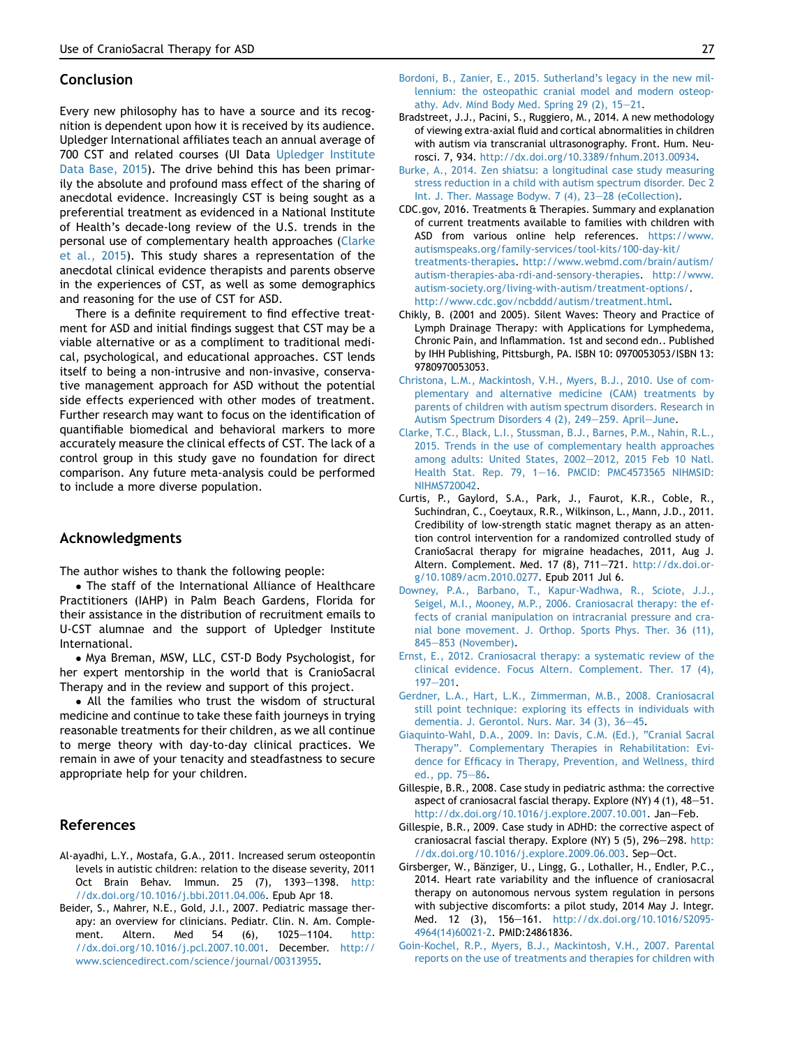## Conclusion

Every new philosophy has to have a source and its recognition is dependent upon how it is received by its audience. Upledger International affiliates teach an annual average of 700 CST and related courses (UI Data Upledger Institute Data Base, 2015). The drive behind this has been primarily the absolute and profound mass effect of the sharing of anecdotal evidence. Increasingly CST is being sought as a preferential treatment as evidenced in a National Institute of Health's decade-long review of the U.S. trends in the personal use of complementary health approaches (Clarke et al., 2015). This study shares a representation of the anecdotal clinical evidence therapists and parents observe in the experiences of CST, as well as some demographics and reasoning for the use of CST for ASD.

There is a definite requirement to find effective treatment for ASD and initial findings suggest that CST may be a viable alternative or as a compliment to traditional medical, psychological, and educational approaches. CST lends itself to being a non-intrusive and non-invasive, conservative management approach for ASD without the potential side effects experienced with other modes of treatment. Further research may want to focus on the identification of quantifiable biomedical and behavioral markers to more accurately measure the clinical effects of CST. The lack of a control group in this study gave no foundation for direct comparison. Any future meta-analysis could be performed to include a more diverse population.

## Acknowledgments

The author wishes to thank the following people:

- The staff of the International Alliance of Healthcare Practitioners (IAHP) in Palm Beach Gardens, Florida for their assistance in the distribution of recruitment emails to U-CST alumnae and the support of Upledger Institute International.
- Mya Breman, MSW, LLC, CST-D Body Psychologist, for her expert mentorship in the world that is CranioSacral Therapy and in the review and support of this project.
- All the families who trust the wisdom of structural medicine and continue to take these faith journeys in trying reasonable treatments for their children, as we all continue to merge theory with day-to-day clinical practices. We remain in awe of your tenacity and steadfastness to secure appropriate help for your children.

## References

Al-ayadhi, L.Y., Mostafa, G.A., 2011. Increased serum osteopontin levels in autistic children: relation to the disease severity, 2011 Oct Brain Behav. Immun. 25 (7), 1393—1398. http://dx.doi.org/10.1016/j.bbi.2011.04.006. Epub Apr 18.

Beider, S., Mahrer, N.E., Gold, J.I., 2007. Pediatric massage therapy: an overview for clinicians. Pediatr. Clin. N. Am. Complement. Altern. Med 54 (6), 1025—1104. http://dx.doi.org/10.1016/j.pcl.2007.10.001. December. http://www.sciencedirect.com/science/journal/00313955.

Bordoni, B., Zanier, E., 2015. Sutherland's legacy in the new millennium: the osteopathic cranial model and modern osteopathy. Adv. Mind Body Med. Spring 29 (2), 15—21.

Bradstreet, J.J., Pacini, S., Ruggiero, M., 2014. A new methodology of viewing extra-axial fluid and cortical abnormalities in children with autism via transcranial ultrasonography. Front. Hum. Neurosci. 7, 934. http://dx.doi.org/10.3389/fnhum.2013.00934.

Burke, A., 2014. Zen shiatsu: a longitudinal case study measuring stress reduction in a child with autism spectrum disorder. Dec 2 Int. J. Ther. Massage Bodyw. 7 (4), 23—28 (eCollection).

CDC.gov, 2016. Treatments & Therapies. Summary and explanation of current treatments available to families with children with ASD from various online help references. https://www.autismspeaks.org/family-services/tool-kits/100-day-kit/treatments-therapies. http://www.webmd.com/brain/autism/autism-therapies-aba-rdi-and-sensory-therapies. http://www.autism-society.org/living-with-autism/treatment-options/. http://www.cdc.gov/ncbddd/autism/treatment.html.

Chikly, B. (2001 and 2005). Silent Waves: Theory and Practice of Lymph Drainage Therapy: with Applications for Lymphedema, Chronic Pain, and Inflammation. 1st and second edn.. Published by IHH Publishing, Pittsburgh, PA. ISBN 10: 0970053053/ISBN 13: 9780970053053.

Christona, L.M., Mackintosh, V.H., Myers, B.J., 2010. Use of complementary and alternative medicine (CAM) treatments by parents of children with autism spectrum disorders. Research in Autism Spectrum Disorders 4 (2), 249—259. April—June.

Clarke, T.C., Black, L.I., Stussman, B.J., Barnes, P.M., Nahin, R.L., 2015. Trends in the use of complementary health approaches among adults: United States, 2002—2012, 2015 Feb 10 Natl. Health Stat. Rep. 79, 1—16. PMCID: PMC4573565 NIHMSID: NIHMS720042.

Curtis, P., Gaylord, S.A., Park, J., Faurot, K.R., Coble, R., Suchindran, C., Coeytaux, R.R., Wilkinson, L., Mann, J.D., 2011. Credibility of low-strength static magnet therapy as an attention control intervention for a randomized controlled study of CranioSacral therapy for migraine headaches, 2011, Aug J. Altern. Complement. Med. 17 (8), 711—721. http://dx.doi.org/10.1089/acm.2010.0277. Epub 2011 Jul 6.

Downey, P.A., Barbano, T., Kapur-Wadhwa, R., Sciote, J.J., Seigel, M.I., Mooney, M.P., 2006. Craniosacral therapy: the effects of cranial manipulation on intracranial pressure and cranial bone movement. J. Orthop. Sports Phys. Ther. 36 (11), 845—853 (November).

Ernst, E., 2012. Craniosacral therapy: a systematic review of the clinical evidence. Focus Altern. Complement. Ther. 17 (4), 197—201.

Gerdner, L.A., Hart, L.K., Zimmerman, M.B., 2008. Craniosacral still point technique: exploring its effects in individuals with dementia. J. Gerontol. Nurs. Mar. 34 (3), 36—45.

Giaquinto-Wahl, D.A., 2009. In: Davis, C.M. (Ed.), "Cranial Sacral Therapy". Complementary Therapies in Rehabilitation: Evidence for Efficacy in Therapy, Prevention, and Wellness, third ed., pp. 75—86.

Gillespie, B.R., 2008. Case study in pediatric asthma: the corrective aspect of craniosacral fascial therapy. Explore (NY) 4 (1), 48—51. http://dx.doi.org/10.1016/j.explore.2007.10.001. Jan—Feb.

Gillespie, B.R., 2009. Case study in ADHD: the corrective aspect of craniosacral fascial therapy. Explore (NY) 5 (5), 296—298. http://dx.doi.org/10.1016/j.explore.2009.06.003. Sep—Oct.

Girsberger, W., Bänziger, U., Lingg, G., Lothaller, H., Endler, P.C., 2014. Heart rate variability and the influence of craniosacral therapy on autonomous nervous system regulation in persons with subjective discomforts: a pilot study, 2014 May J. Integr. Med. 12 (3), 156—161. http://dx.doi.org/10.1016/S2095-4964(14)60021-2. PMID:24861836.

Goin-Kochel, R.P., Myers, B.J., Mackintosh, V.H., 2007. Parental reports on the use of treatments and therapies for children with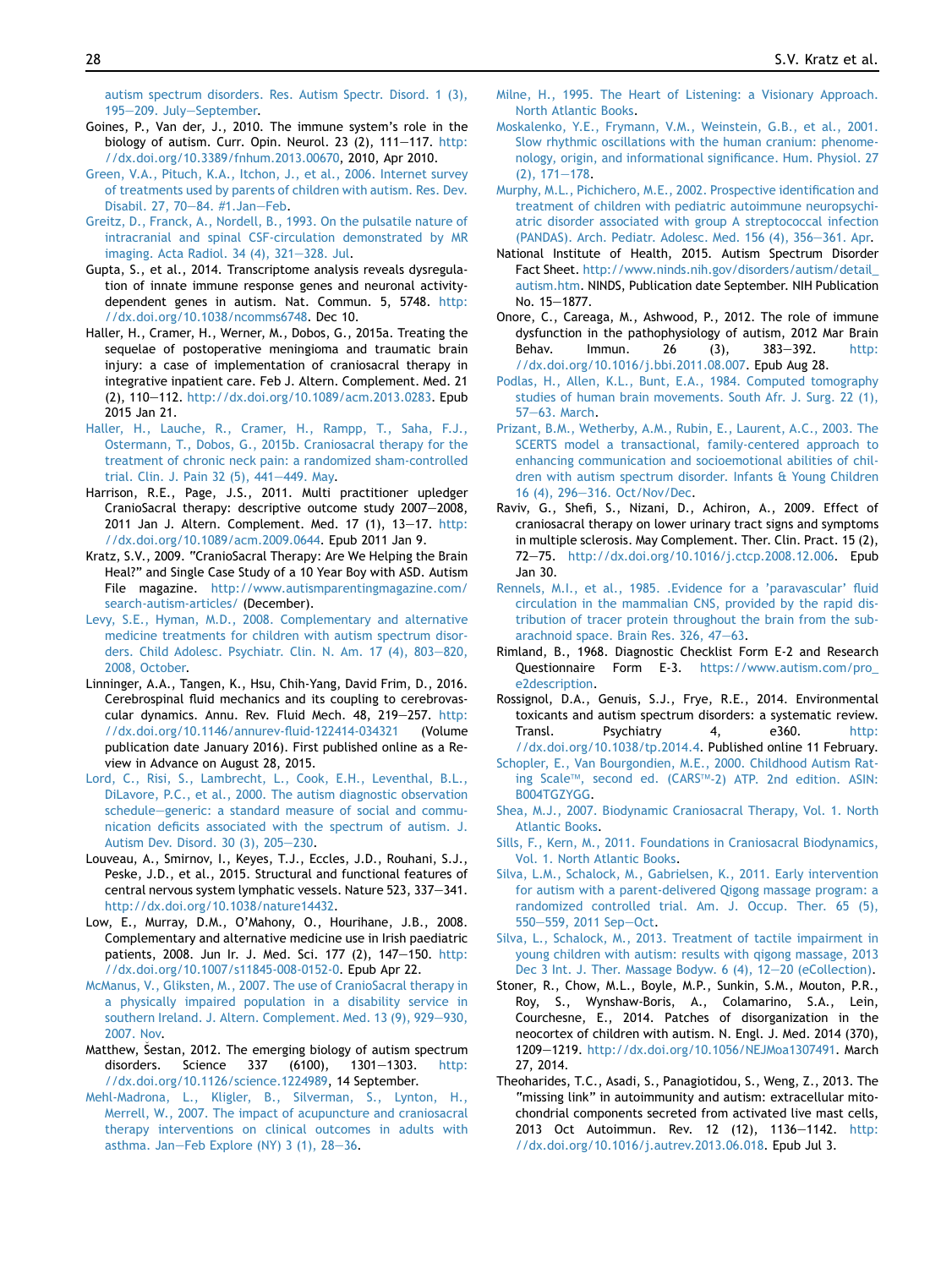autism spectrum disorders. Res. Autism Spectr. Disord. 1 (3), 195–209. July–September.

Goines, P., Van der, J., 2010. The immune system's role in the biology of autism. Curr. Opin. Neurol. 23 (2), 111–117. http://dx.doi.org/10.3389/fnhum.2013.00670, 2010, Apr 2010.

Green, V.A., Pituch, K.A., Itchon, J., et al., 2006. Internet survey of treatments used by parents of children with autism. Res. Dev. Disabil. 27, 70–84. #1.Jan–Feb.

Greitz, D., Franck, A., Nordell, B., 1993. On the pulsatile nature of intracranial and spinal CSF-circulation demonstrated by MR imaging. Acta Radiol. 34 (4), 321–328. Jul.

Gupta, S., et al., 2014. Transcriptome analysis reveals dysregulation of innate immune response genes and neuronal activity-dependent genes in autism. Nat. Commun. 5, 5748. http://dx.doi.org/10.1038/ncomms6748. Dec 10.

Haller, H., Cramer, H., Werner, M., Dobos, G., 2015a. Treating the sequelae of postoperative meningioma and traumatic brain injury: a case of implementation of craniosacral therapy in integrative inpatient care. Feb J. Altern. Complement. Med. 21 (2), 110–112. http://dx.doi.org/10.1089/acm.2013.0283. Epub 2015 Jan 21.

Haller, H., Lauche, R., Cramer, H., Rampp, T., Saha, F.J., Ostermann, T., Dobos, G., 2015b. Craniosacral therapy for the treatment of chronic neck pain: a randomized sham-controlled trial. Clin. J. Pain 32 (5), 441–449. May.

Harrison, R.E., Page, J.S., 2011. Multi practitioner upledger CranioSacral therapy: descriptive outcome study 2007–2008, 2011 Jan J. Altern. Complement. Med. 17 (1), 13–17. http://dx.doi.org/10.1089/acm.2009.0644. Epub 2011 Jan 9.

Kratz, S.V., 2009. "CranioSacral Therapy: Are We Helping the Brain Heal?" and Single Case Study of a 10 Year Boy with ASD. Autism File magazine. http://www.autismparentingmagazine.com/search-autism-articles/ (December).

Levy, S.E., Hyman, M.D., 2008. Complementary and alternative medicine treatments for children with autism spectrum disorders. Child Adolesc. Psychiatr. Clin. N. Am. 17 (4), 803–820, 2008, October.

Linninger, A.A., Tangen, K., Hsu, Chih-Yang, David Frim, D., 2016. Cerebrospinal fluid mechanics and its coupling to cerebrovascular dynamics. Annu. Rev. Fluid Mech. 48, 219–257. http://dx.doi.org/10.1146/annurev-fluid-122414-034321 (Volume publication date January 2016). First published online as a Review in Advance on August 28, 2015.

Lord, C., Risi, S., Lambrecht, L., Cook, E.H., Leventhal, B.L., DiLavore, P.C., et al., 2000. The autism diagnostic observation schedule–generic: a standard measure of social and communication deficits associated with the spectrum of autism. J. Autism Dev. Disord. 30 (3), 205–230.

Louveau, A., Smirnov, I., Keyes, T.J., Eccles, J.D., Rouhani, S.J., Peske, J.D., et al., 2015. Structural and functional features of central nervous system lymphatic vessels. Nature 523, 337–341. http://dx.doi.org/10.1038/nature14432.

Low, E., Murray, D.M., O'Mahony, O., Hourihane, J.B., 2008. Complementary and alternative medicine use in Irish paediatric patients, 2008. Jun Ir. J. Med. Sci. 177 (2), 147–150. http://dx.doi.org/10.1007/s11845-008-0152-0. Epub Apr 22.

McManus, V., Gliksten, M., 2007. The use of CranioSacral therapy in a physically impaired population in a disability service in southern Ireland. J. Altern. Complement. Med. 13 (9), 929–930, 2007. Nov.

Matthew, Šestan, 2012. The emerging biology of autism spectrum disorders. Science 337 (6100), 1301–1303. http://dx.doi.org/10.1126/science.1224989, 14 September.

Mehl-Madrona, L., Kligler, B., Silverman, S., Lynton, H., Merrell, W., 2007. The impact of acupuncture and craniosacral therapy interventions on clinical outcomes in adults with asthma. Jan–Feb Explore (NY) 3 (1), 28–36.

Milne, H., 1995. The Heart of Listening: a Visionary Approach. North Atlantic Books.

Moskalenko, Y.E., Frymann, V.M., Weinstein, G.B., et al., 2001. Slow rhythmic oscillations with the human cranium: phenomenology, origin, and informational significance. Hum. Physiol. 27 (2), 171–178.

Murphy, M.L., Pichichero, M.E., 2002. Prospective identification and treatment of children with pediatric autoimmune neuropsychiatric disorder associated with group A streptococcal infection (PANDAS). Arch. Pediatr. Adolesc. Med. 156 (4), 356–361. Apr.

National Institute of Health, 2015. Autism Spectrum Disorder Fact Sheet. http://www.ninds.nih.gov/disorders/autism/detail_autism.htm. NINDS, Publication date September. NIH Publication No. 15–1877.

Onore, C., Careaga, M., Ashwood, P., 2012. The role of immune dysfunction in the pathophysiology of autism, 2012 Mar Brain Behav. Immun. 26 (3), 383–392. http://dx.doi.org/10.1016/j.bbi.2011.08.007. Epub Aug 28.

Podlas, H., Allen, K.L., Bunt, E.A., 1984. Computed tomography studies of human brain movements. South Afr. J. Surg. 22 (1), 57–63. March.

Prizant, B.M., Wetherby, A.M., Rubin, E., Laurent, A.C., 2003. The SCERTS model a transactional, family-centered approach to enhancing communication and socioemotional abilities of children with autism spectrum disorder. Infants & Young Children 16 (4), 296–316. Oct/Nov/Dec.

Raviv, G., Shefi, S., Nizani, D., Achiron, A., 2009. Effect of craniosacral therapy on lower urinary tract signs and symptoms in multiple sclerosis. May Complement. Ther. Clin. Pract. 15 (2), 72–75. http://dx.doi.org/10.1016/j.ctcp.2008.12.006. Epub Jan 30.

Rennels, M.I., et al., 1985. .Evidence for a 'paravascular' fluid circulation in the mammalian CNS, provided by the rapid distribution of tracer protein throughout the brain from the subarachnoid space. Brain Res. 326, 47–63.

Rimland, B., 1968. Diagnostic Checklist Form E-2 and Research Questionnaire Form E-3. https://www.autism.com/pro_e2description.

Rossignol, D.A., Genuis, S.J., Frye, R.E., 2014. Environmental toxicants and autism spectrum disorders: a systematic review. Transl. Psychiatry 4, e360. http://dx.doi.org/10.1038/tp.2014.4. Published online 11 February.

Schopler, E., Van Bourgondien, M.E., 2000. Childhood Autism Rating Scale™, second ed. (CARS™-2) ATP. 2nd edition. ASIN: B004TGZYGG.

Shea, M.J., 2007. Biodynamic Craniosacral Therapy, Vol. 1. North Atlantic Books.

Sills, F., Kern, M., 2011. Foundations in Craniosacral Biodynamics, Vol. 1. North Atlantic Books.

Silva, L.M., Schalock, M., Gabrielsen, K., 2011. Early intervention for autism with a parent-delivered Qigong massage program: a randomized controlled trial. Am. J. Occup. Ther. 65 (5), 550–559, 2011 Sep–Oct.

Silva, L., Schalock, M., 2013. Treatment of tactile impairment in young children with autism: results with qigong massage, 2013 Dec 3 Int. J. Ther. Massage Bodyw. 6 (4), 12–20 (eCollection).

Stoner, R., Chow, M.L., Boyle, M.P., Sunkin, S.M., Mouton, P.R., Roy, S., Wynshaw-Boris, A., Colamarino, S.A., Lein, Courchesne, E., 2014. Patches of disorganization in the neocortex of children with autism. N. Engl. J. Med. 2014 (370), 1209–1219. http://dx.doi.org/10.1056/NEJMoa1307491. March 27, 2014.

Theoharides, T.C., Asadi, S., Panagiotidou, S., Weng, Z., 2013. The "missing link" in autoimmunity and autism: extracellular mitochondrial components secreted from activated live mast cells, 2013 Oct Autoimmun. Rev. 12 (12), 1136–1142. http://dx.doi.org/10.1016/j.autrev.2013.06.018. Epub Jul 3.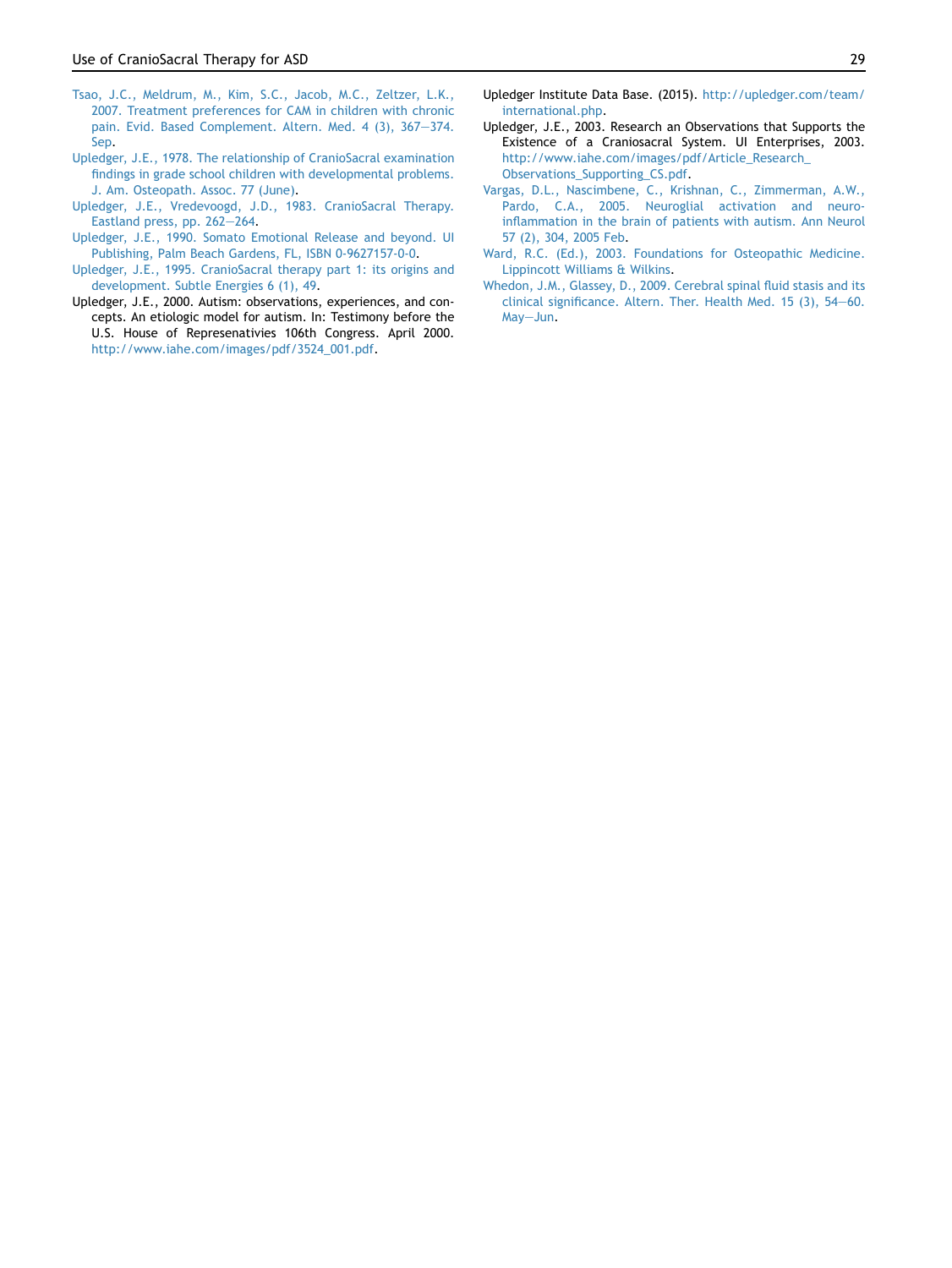Tsao, J.C., Meldrum, M., Kim, S.C., Jacob, M.C., Zeltzer, L.K., 2007. Treatment preferences for CAM in children with chronic pain. Evid. Based Complement. Altern. Med. 4 (3), 367–374. Sep.

Upledger, J.E., 1978. The relationship of CranioSacral examination findings in grade school children with developmental problems. J. Am. Osteopath. Assoc. 77 (June).

Upledger, J.E., Vredevoogd, J.D., 1983. CranioSacral Therapy. Eastland press, pp. 262–264.

Upledger, J.E., 1990. Somato Emotional Release and beyond. UI Publishing, Palm Beach Gardens, FL, ISBN 0-9627157-0-0.

Upledger, J.E., 1995. CranioSacral therapy part 1: its origins and development. Subtle Energies 6 (1), 49.

Upledger, J.E., 2000. Autism: observations, experiences, and concepts. An etiologic model for autism. In: Testimony before the U.S. House of Represenativies 106th Congress. April 2000. http://www.iahe.com/images/pdf/3524_001.pdf.

Upledger Institute Data Base. (2015). http://upledger.com/team/international.php.

Upledger, J.E., 2003. Research an Observations that Supports the Existence of a Craniosacral System. UI Enterprises, 2003. http://www.iahe.com/images/pdf/Article_Research_Observations_Supporting_CS.pdf.

Vargas, D.L., Nascimbene, C., Krishnan, C., Zimmerman, A.W., Pardo, C.A., 2005. Neuroglial activation and neuroinflammation in the brain of patients with autism. Ann Neurol 57 (2), 304, 2005 Feb.

Ward, R.C. (Ed.), 2003. Foundations for Osteopathic Medicine. Lippincott Williams & Wilkins.

Whedon, J.M., Glassey, D., 2009. Cerebral spinal fluid stasis and its clinical significance. Altern. Ther. Health Med. 15 (3), 54–60. May–Jun.